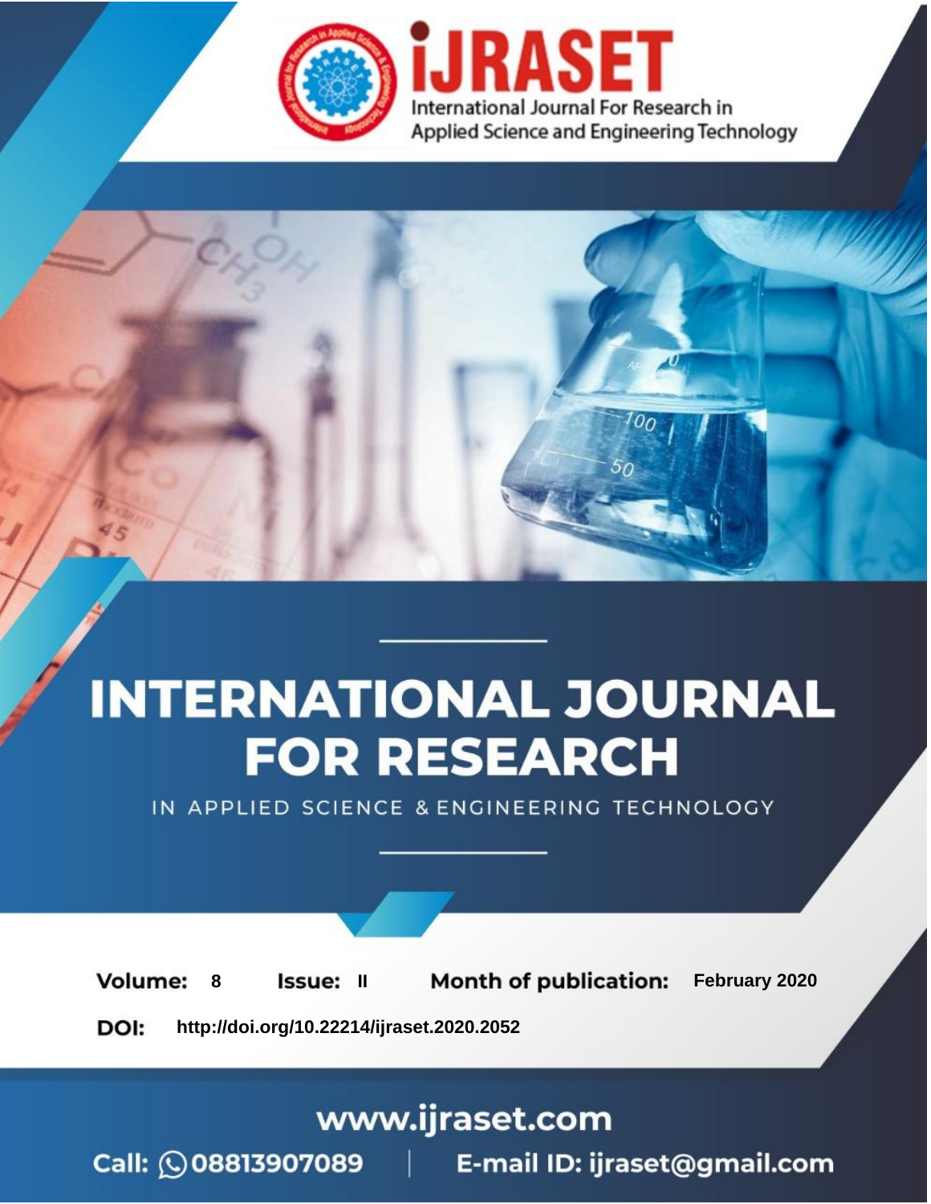iJRASET

International Journal For Research in Applied Science and Engineering Technology

# INTERNATIONAL JOURNAL FOR RESEARCH

IN APPLIED SCIENCE & ENGINEERING TECHNOLOGY

**Volume:** 8 **Issue:** II **Month of publication:** February 2020

**DOI:** http://doi.org/10.22214/ijraset.2020.2052

www.ijraset.com

Call: 08813907089 | E-mail ID: ijraset@gmail.com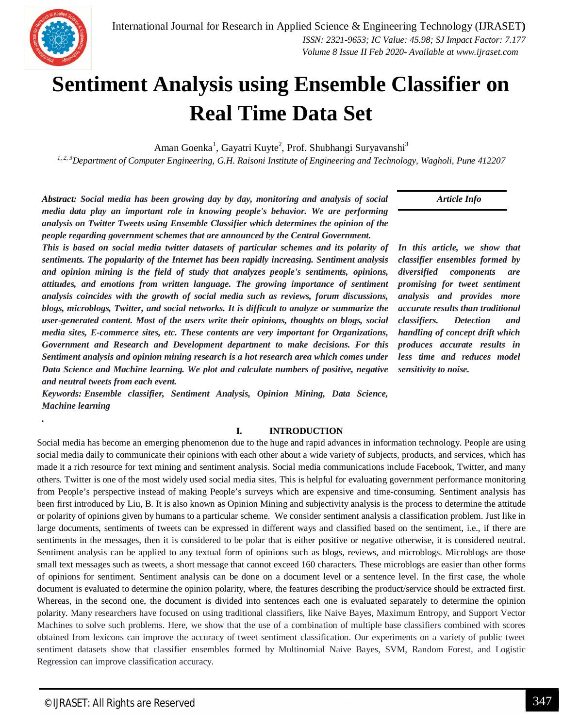# Sentiment Analysis using Ensemble Classifier on Real Time Data Set

Aman Goenka[1], Gayatri Kuyte[2], Prof. Shubhangi Suryavanshi[3]

[1, 2, 3]*Department of Computer Engineering, G.H. Raisoni Institute of Engineering and Technology, Wagholi, Pune 412207*

***Abstract:** Social media has been growing day by day, monitoring and analysis of social media data play an important role in knowing people's behavior. We are performing analysis on Twitter Tweets using Ensemble Classifier which determines the opinion of the people regarding government schemes that are announced by the Central Government.*

*This is based on social media twitter datasets of particular schemes and its polarity of sentiments. The popularity of the Internet has been rapidly increasing. Sentiment analysis and opinion mining is the field of study that analyzes people's sentiments, opinions, attitudes, and emotions from written language. The growing importance of sentiment analysis coincides with the growth of social media such as reviews, forum discussions, blogs, microblogs, Twitter, and social networks. It is difficult to analyze or summarize the user-generated content. Most of the users write their opinions, thoughts on blogs, social media sites, E-commerce sites, etc. These contents are very important for Organizations, Government and Research and Development department to make decisions. For this Sentiment analysis and opinion mining research is a hot research area which comes under Data Science and Machine learning. We plot and calculate numbers of positive, negative and neutral tweets from each event.*

***Keywords:** Ensemble classifier, Sentiment Analysis, Opinion Mining, Data Science, Machine learning*

***Article Info***

*In this article, we show that classifier ensembles formed by diversified components are promising for tweet sentiment analysis and provides more accurate results than traditional classifiers. Detection and handling of concept drift which produces accurate results in less time and reduces model sensitivity to noise.*

## I. INTRODUCTION

Social media has become an emerging phenomenon due to the huge and rapid advances in information technology. People are using social media daily to communicate their opinions with each other about a wide variety of subjects, products, and services, which has made it a rich resource for text mining and sentiment analysis. Social media communications include Facebook, Twitter, and many others. Twitter is one of the most widely used social media sites. This is helpful for evaluating government performance monitoring from People's perspective instead of making People's surveys which are expensive and time-consuming. Sentiment analysis has been first introduced by Liu, B. It is also known as Opinion Mining and subjectivity analysis is the process to determine the attitude or polarity of opinions given by humans to a particular scheme. We consider sentiment analysis a classification problem. Just like in large documents, sentiments of tweets can be expressed in different ways and classified based on the sentiment, i.e., if there are sentiments in the messages, then it is considered to be polar that is either positive or negative otherwise, it is considered neutral. Sentiment analysis can be applied to any textual form of opinions such as blogs, reviews, and microblogs. Microblogs are those small text messages such as tweets, a short message that cannot exceed 160 characters. These microblogs are easier than other forms of opinions for sentiment. Sentiment analysis can be done on a document level or a sentence level. In the first case, the whole document is evaluated to determine the opinion polarity, where, the features describing the product/service should be extracted first. Whereas, in the second one, the document is divided into sentences each one is evaluated separately to determine the opinion polarity. Many researchers have focused on using traditional classifiers, like Naive Bayes, Maximum Entropy, and Support Vector Machines to solve such problems. Here, we show that the use of a combination of multiple base classifiers combined with scores obtained from lexicons can improve the accuracy of tweet sentiment classification. Our experiments on a variety of public tweet sentiment datasets show that classifier ensembles formed by Multinomial Naive Bayes, SVM, Random Forest, and Logistic Regression can improve classification accuracy.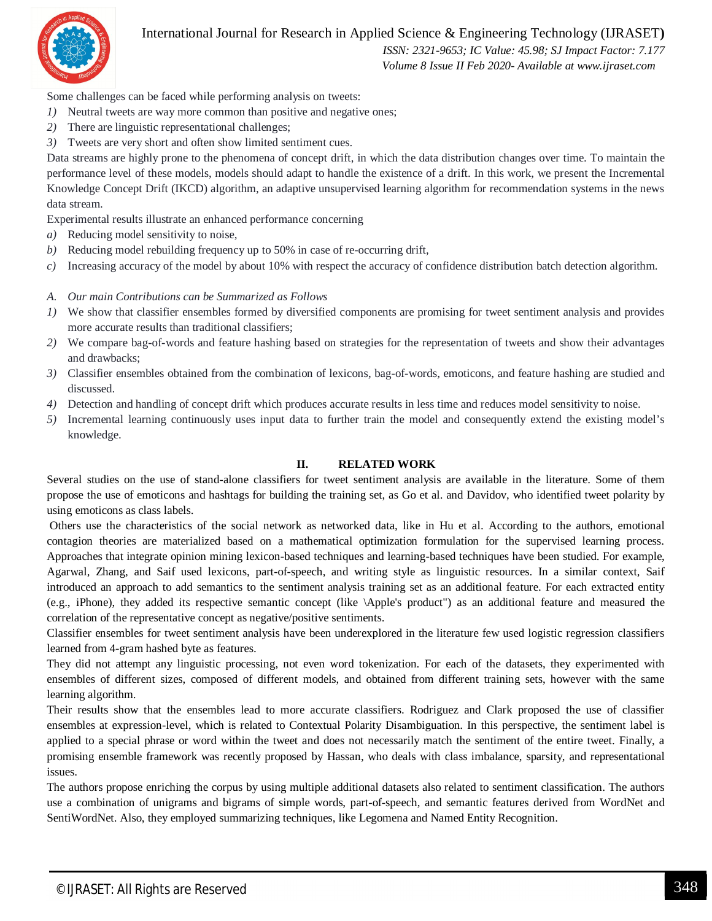Some challenges can be faced while performing analysis on tweets:

1) Neutral tweets are way more common than positive and negative ones;
2) There are linguistic representational challenges;
3) Tweets are very short and often show limited sentiment cues.

Data streams are highly prone to the phenomena of concept drift, in which the data distribution changes over time. To maintain the performance level of these models, models should adapt to handle the existence of a drift. In this work, we present the Incremental Knowledge Concept Drift (IKCD) algorithm, an adaptive unsupervised learning algorithm for recommendation systems in the news data stream.

Experimental results illustrate an enhanced performance concerning

a) Reducing model sensitivity to noise,
b) Reducing model rebuilding frequency up to 50% in case of re-occurring drift,
c) Increasing accuracy of the model by about 10% with respect the accuracy of confidence distribution batch detection algorithm.

### A. *Our main Contributions can be Summarized as Follows*

1) We show that classifier ensembles formed by diversified components are promising for tweet sentiment analysis and provides more accurate results than traditional classifiers;
2) We compare bag-of-words and feature hashing based on strategies for the representation of tweets and show their advantages and drawbacks;
3) Classifier ensembles obtained from the combination of lexicons, bag-of-words, emoticons, and feature hashing are studied and discussed.
4) Detection and handling of concept drift which produces accurate results in less time and reduces model sensitivity to noise.
5) Incremental learning continuously uses input data to further train the model and consequently extend the existing model's knowledge.

## II. RELATED WORK

Several studies on the use of stand-alone classifiers for tweet sentiment analysis are available in the literature. Some of them propose the use of emoticons and hashtags for building the training set, as Go et al. and Davidov, who identified tweet polarity by using emoticons as class labels.

Others use the characteristics of the social network as networked data, like in Hu et al. According to the authors, emotional contagion theories are materialized based on a mathematical optimization formulation for the supervised learning process. Approaches that integrate opinion mining lexicon-based techniques and learning-based techniques have been studied. For example, Agarwal, Zhang, and Saif used lexicons, part-of-speech, and writing style as linguistic resources. In a similar context, Saif introduced an approach to add semantics to the sentiment analysis training set as an additional feature. For each extracted entity (e.g., iPhone), they added its respective semantic concept (like \Apple's product") as an additional feature and measured the correlation of the representative concept as negative/positive sentiments.

Classifier ensembles for tweet sentiment analysis have been underexplored in the literature few used logistic regression classifiers learned from 4-gram hashed byte as features.

They did not attempt any linguistic processing, not even word tokenization. For each of the datasets, they experimented with ensembles of different sizes, composed of different models, and obtained from different training sets, however with the same learning algorithm.

Their results show that the ensembles lead to more accurate classifiers. Rodriguez and Clark proposed the use of classifier ensembles at expression-level, which is related to Contextual Polarity Disambiguation. In this perspective, the sentiment label is applied to a special phrase or word within the tweet and does not necessarily match the sentiment of the entire tweet. Finally, a promising ensemble framework was recently proposed by Hassan, who deals with class imbalance, sparsity, and representational issues.

The authors propose enriching the corpus by using multiple additional datasets also related to sentiment classification. The authors use a combination of unigrams and bigrams of simple words, part-of-speech, and semantic features derived from WordNet and SentiWordNet. Also, they employed summarizing techniques, like Legomena and Named Entity Recognition.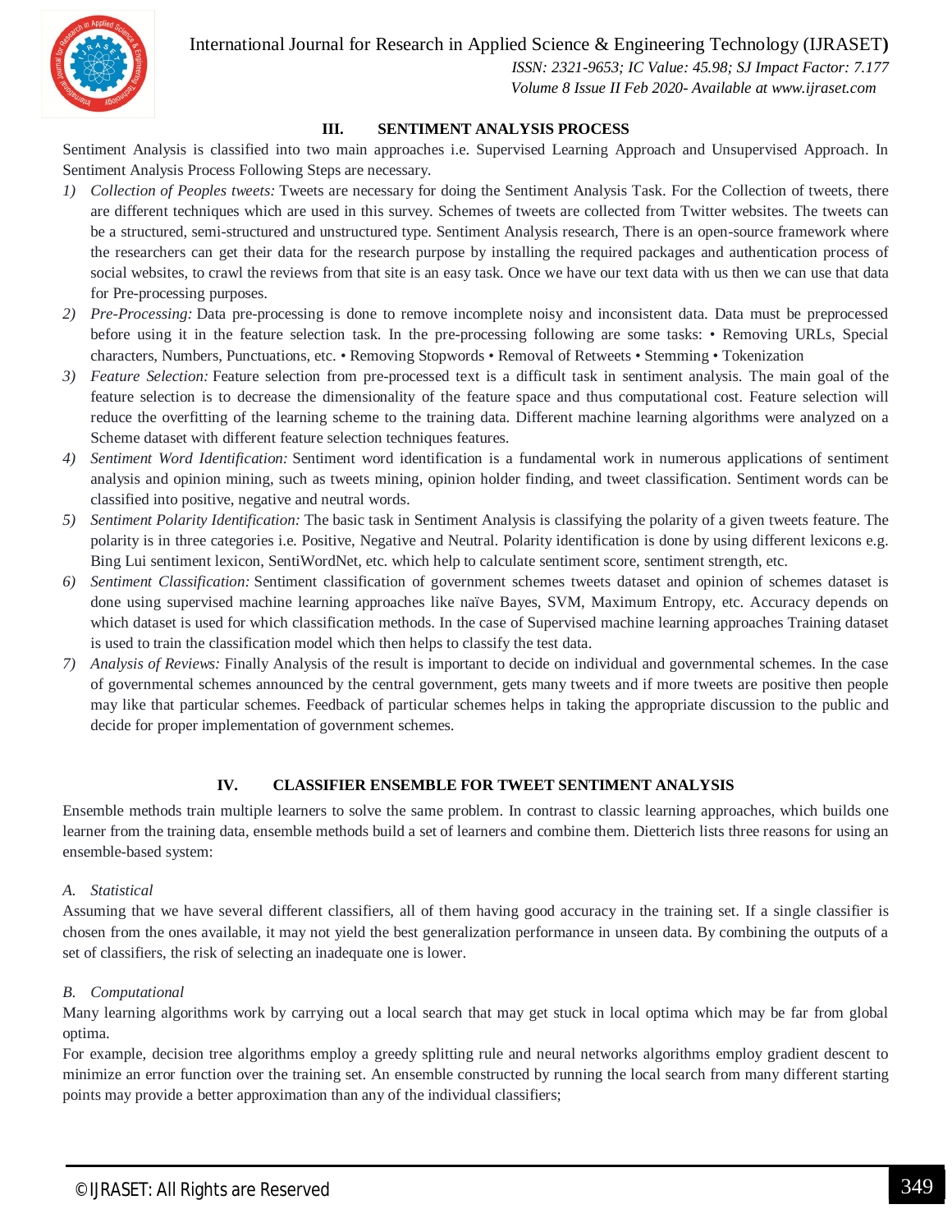## III. SENTIMENT ANALYSIS PROCESS

Sentiment Analysis is classified into two main approaches i.e. Supervised Learning Approach and Unsupervised Approach. In Sentiment Analysis Process Following Steps are necessary.

1) *Collection of Peoples tweets:* Tweets are necessary for doing the Sentiment Analysis Task. For the Collection of tweets, there are different techniques which are used in this survey. Schemes of tweets are collected from Twitter websites. The tweets can be a structured, semi-structured and unstructured type. Sentiment Analysis research, There is an open-source framework where the researchers can get their data for the research purpose by installing the required packages and authentication process of social websites, to crawl the reviews from that site is an easy task. Once we have our text data with us then we can use that data for Pre-processing purposes.
2) *Pre-Processing:* Data pre-processing is done to remove incomplete noisy and inconsistent data. Data must be preprocessed before using it in the feature selection task. In the pre-processing following are some tasks: • Removing URLs, Special characters, Numbers, Punctuations, etc. • Removing Stopwords • Removal of Retweets • Stemming • Tokenization
3) *Feature Selection:* Feature selection from pre-processed text is a difficult task in sentiment analysis. The main goal of the feature selection is to decrease the dimensionality of the feature space and thus computational cost. Feature selection will reduce the overfitting of the learning scheme to the training data. Different machine learning algorithms were analyzed on a Scheme dataset with different feature selection techniques features.
4) *Sentiment Word Identification:* Sentiment word identification is a fundamental work in numerous applications of sentiment analysis and opinion mining, such as tweets mining, opinion holder finding, and tweet classification. Sentiment words can be classified into positive, negative and neutral words.
5) *Sentiment Polarity Identification:* The basic task in Sentiment Analysis is classifying the polarity of a given tweets feature. The polarity is in three categories i.e. Positive, Negative and Neutral. Polarity identification is done by using different lexicons e.g. Bing Lui sentiment lexicon, SentiWordNet, etc. which help to calculate sentiment score, sentiment strength, etc.
6) *Sentiment Classification:* Sentiment classification of government schemes tweets dataset and opinion of schemes dataset is done using supervised machine learning approaches like naïve Bayes, SVM, Maximum Entropy, etc. Accuracy depends on which dataset is used for which classification methods. In the case of Supervised machine learning approaches Training dataset is used to train the classification model which then helps to classify the test data.
7) *Analysis of Reviews:* Finally Analysis of the result is important to decide on individual and governmental schemes. In the case of governmental schemes announced by the central government, gets many tweets and if more tweets are positive then people may like that particular schemes. Feedback of particular schemes helps in taking the appropriate discussion to the public and decide for proper implementation of government schemes.

## IV. CLASSIFIER ENSEMBLE FOR TWEET SENTIMENT ANALYSIS

Ensemble methods train multiple learners to solve the same problem. In contrast to classic learning approaches, which builds one learner from the training data, ensemble methods build a set of learners and combine them. Dietterich lists three reasons for using an ensemble-based system:

### *A. Statistical*

Assuming that we have several different classifiers, all of them having good accuracy in the training set. If a single classifier is chosen from the ones available, it may not yield the best generalization performance in unseen data. By combining the outputs of a set of classifiers, the risk of selecting an inadequate one is lower.

### *B. Computational*

Many learning algorithms work by carrying out a local search that may get stuck in local optima which may be far from global optima.

For example, decision tree algorithms employ a greedy splitting rule and neural networks algorithms employ gradient descent to minimize an error function over the training set. An ensemble constructed by running the local search from many different starting points may provide a better approximation than any of the individual classifiers;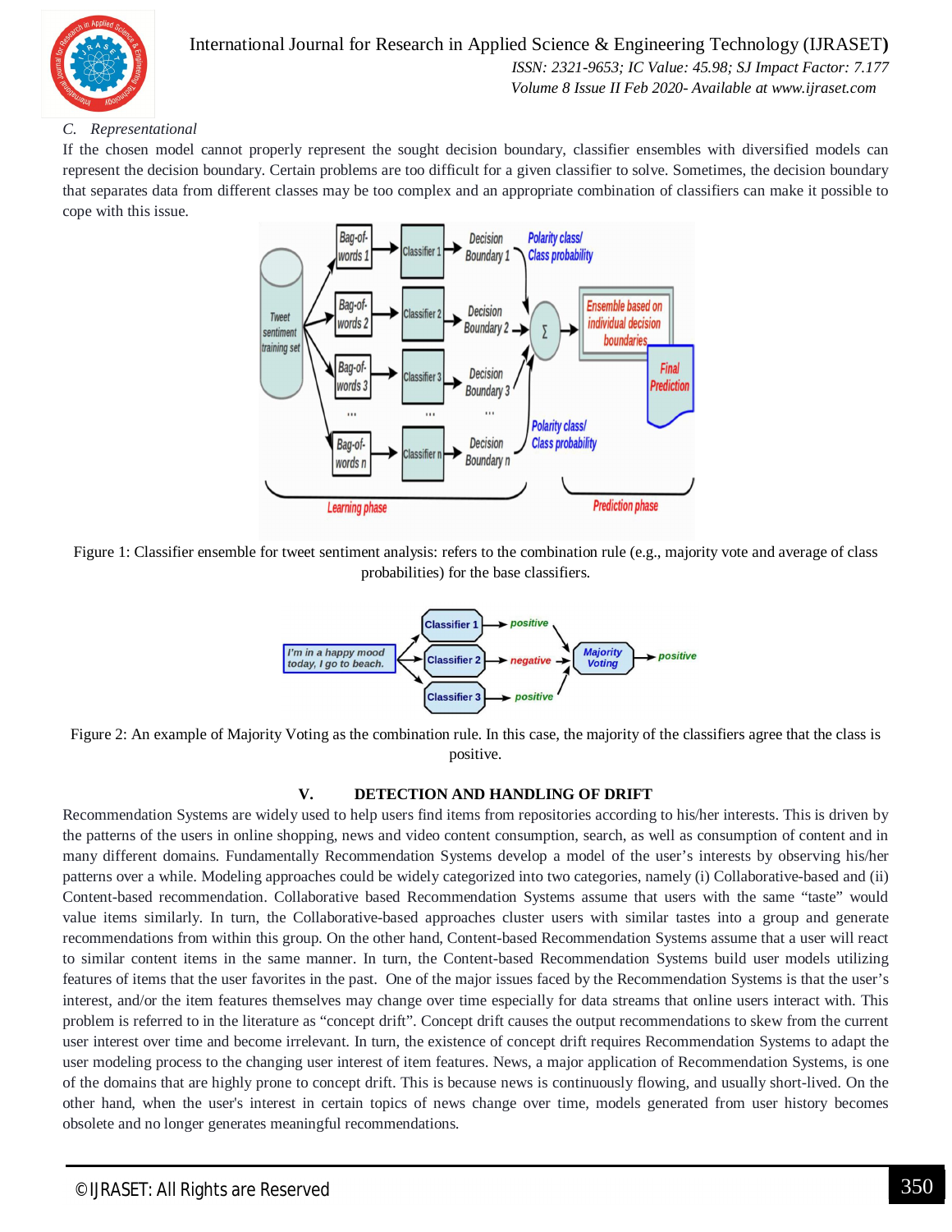### C. Representational

If the chosen model cannot properly represent the sought decision boundary, classifier ensembles with diversified models can represent the decision boundary. Certain problems are too difficult for a given classifier to solve. Sometimes, the decision boundary that separates data from different classes may be too complex and an appropriate combination of classifiers can make it possible to cope with this issue.

Figure 1: Classifier ensemble for tweet sentiment analysis: refers to the combination rule (e.g., majority vote and average of class probabilities) for the base classifiers.

Figure 2: An example of Majority Voting as the combination rule. In this case, the majority of the classifiers agree that the class is positive.

## V. DETECTION AND HANDLING OF DRIFT

Recommendation Systems are widely used to help users find items from repositories according to his/her interests. This is driven by the patterns of the users in online shopping, news and video content consumption, search, as well as consumption of content and in many different domains. Fundamentally Recommendation Systems develop a model of the user's interests by observing his/her patterns over a while. Modeling approaches could be widely categorized into two categories, namely (i) Collaborative-based and (ii) Content-based recommendation. Collaborative based Recommendation Systems assume that users with the same "taste" would value items similarly. In turn, the Collaborative-based approaches cluster users with similar tastes into a group and generate recommendations from within this group. On the other hand, Content-based Recommendation Systems assume that a user will react to similar content items in the same manner. In turn, the Content-based Recommendation Systems build user models utilizing features of items that the user favorites in the past. One of the major issues faced by the Recommendation Systems is that the user's interest, and/or the item features themselves may change over time especially for data streams that online users interact with. This problem is referred to in the literature as "concept drift". Concept drift causes the output recommendations to skew from the current user interest over time and become irrelevant. In turn, the existence of concept drift requires Recommendation Systems to adapt the user modeling process to the changing user interest of item features. News, a major application of Recommendation Systems, is one of the domains that are highly prone to concept drift. This is because news is continuously flowing, and usually short-lived. On the other hand, when the user's interest in certain topics of news change over time, models generated from user history becomes obsolete and no longer generates meaningful recommendations.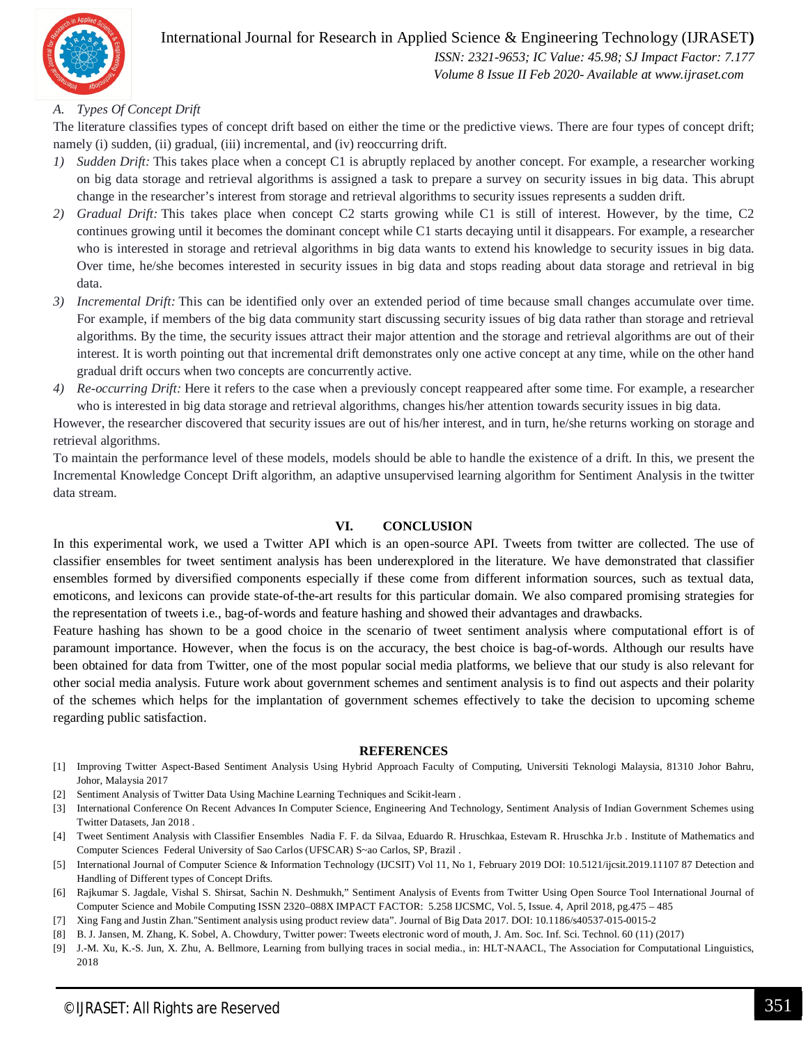### A. Types Of Concept Drift

The literature classifies types of concept drift based on either the time or the predictive views. There are four types of concept drift; namely (i) sudden, (ii) gradual, (iii) incremental, and (iv) reoccurring drift.

1) *Sudden Drift:* This takes place when a concept C1 is abruptly replaced by another concept. For example, a researcher working on big data storage and retrieval algorithms is assigned a task to prepare a survey on security issues in big data. This abrupt change in the researcher's interest from storage and retrieval algorithms to security issues represents a sudden drift.
2) *Gradual Drift:* This takes place when concept C2 starts growing while C1 is still of interest. However, by the time, C2 continues growing until it becomes the dominant concept while C1 starts decaying until it disappears. For example, a researcher who is interested in storage and retrieval algorithms in big data wants to extend his knowledge to security issues in big data. Over time, he/she becomes interested in security issues in big data and stops reading about data storage and retrieval in big data.
3) *Incremental Drift:* This can be identified only over an extended period of time because small changes accumulate over time. For example, if members of the big data community start discussing security issues of big data rather than storage and retrieval algorithms. By the time, the security issues attract their major attention and the storage and retrieval algorithms are out of their interest. It is worth pointing out that incremental drift demonstrates only one active concept at any time, while on the other hand gradual drift occurs when two concepts are concurrently active.
4) *Re-occurring Drift:* Here it refers to the case when a previously concept reappeared after some time. For example, a researcher who is interested in big data storage and retrieval algorithms, changes his/her attention towards security issues in big data.

However, the researcher discovered that security issues are out of his/her interest, and in turn, he/she returns working on storage and retrieval algorithms.

To maintain the performance level of these models, models should be able to handle the existence of a drift. In this, we present the Incremental Knowledge Concept Drift algorithm, an adaptive unsupervised learning algorithm for Sentiment Analysis in the twitter data stream.

## VI. CONCLUSION

In this experimental work, we used a Twitter API which is an open-source API. Tweets from twitter are collected. The use of classifier ensembles for tweet sentiment analysis has been underexplored in the literature. We have demonstrated that classifier ensembles formed by diversified components especially if these come from different information sources, such as textual data, emoticons, and lexicons can provide state-of-the-art results for this particular domain. We also compared promising strategies for the representation of tweets i.e., bag-of-words and feature hashing and showed their advantages and drawbacks.

Feature hashing has shown to be a good choice in the scenario of tweet sentiment analysis where computational effort is of paramount importance. However, when the focus is on the accuracy, the best choice is bag-of-words. Although our results have been obtained for data from Twitter, one of the most popular social media platforms, we believe that our study is also relevant for other social media analysis. Future work about government schemes and sentiment analysis is to find out aspects and their polarity of the schemes which helps for the implantation of government schemes effectively to take the decision to upcoming scheme regarding public satisfaction.

## REFERENCES

[1] Improving Twitter Aspect-Based Sentiment Analysis Using Hybrid Approach Faculty of Computing, Universiti Teknologi Malaysia, 81310 Johor Bahru, Johor, Malaysia 2017

[2] Sentiment Analysis of Twitter Data Using Machine Learning Techniques and Scikit-learn .

[3] International Conference On Recent Advances In Computer Science, Engineering And Technology, Sentiment Analysis of Indian Government Schemes using Twitter Datasets, Jan 2018 .

[4] Tweet Sentiment Analysis with Classifier Ensembles Nadia F. F. da Silvaa, Eduardo R. Hruschkaa, Estevam R. Hruschka Jr.b . Institute of Mathematics and Computer Sciences Federal University of Sao Carlos (UFSCAR) S~ao Carlos, SP, Brazil .

[5] International Journal of Computer Science & Information Technology (IJCSIT) Vol 11, No 1, February 2019 DOI: 10.5121/ijcsit.2019.11107 87 Detection and Handling of Different types of Concept Drifts.

[6] Rajkumar S. Jagdale, Vishal S. Shirsat, Sachin N. Deshmukh," Sentiment Analysis of Events from Twitter Using Open Source Tool International Journal of Computer Science and Mobile Computing ISSN 2320–088X IMPACT FACTOR: 5.258 IJCSMC, Vol. 5, Issue. 4, April 2018, pg.475 – 485

[7] Xing Fang and Justin Zhan."Sentiment analysis using product review data". Journal of Big Data 2017. DOI: 10.1186/s40537-015-0015-2

[8] B. J. Jansen, M. Zhang, K. Sobel, A. Chowdury, Twitter power: Tweets electronic word of mouth, J. Am. Soc. Inf. Sci. Technol. 60 (11) (2017)

[9] J.-M. Xu, K.-S. Jun, X. Zhu, A. Bellmore, Learning from bullying traces in social media., in: HLT-NAACL, The Association for Computational Linguistics, 2018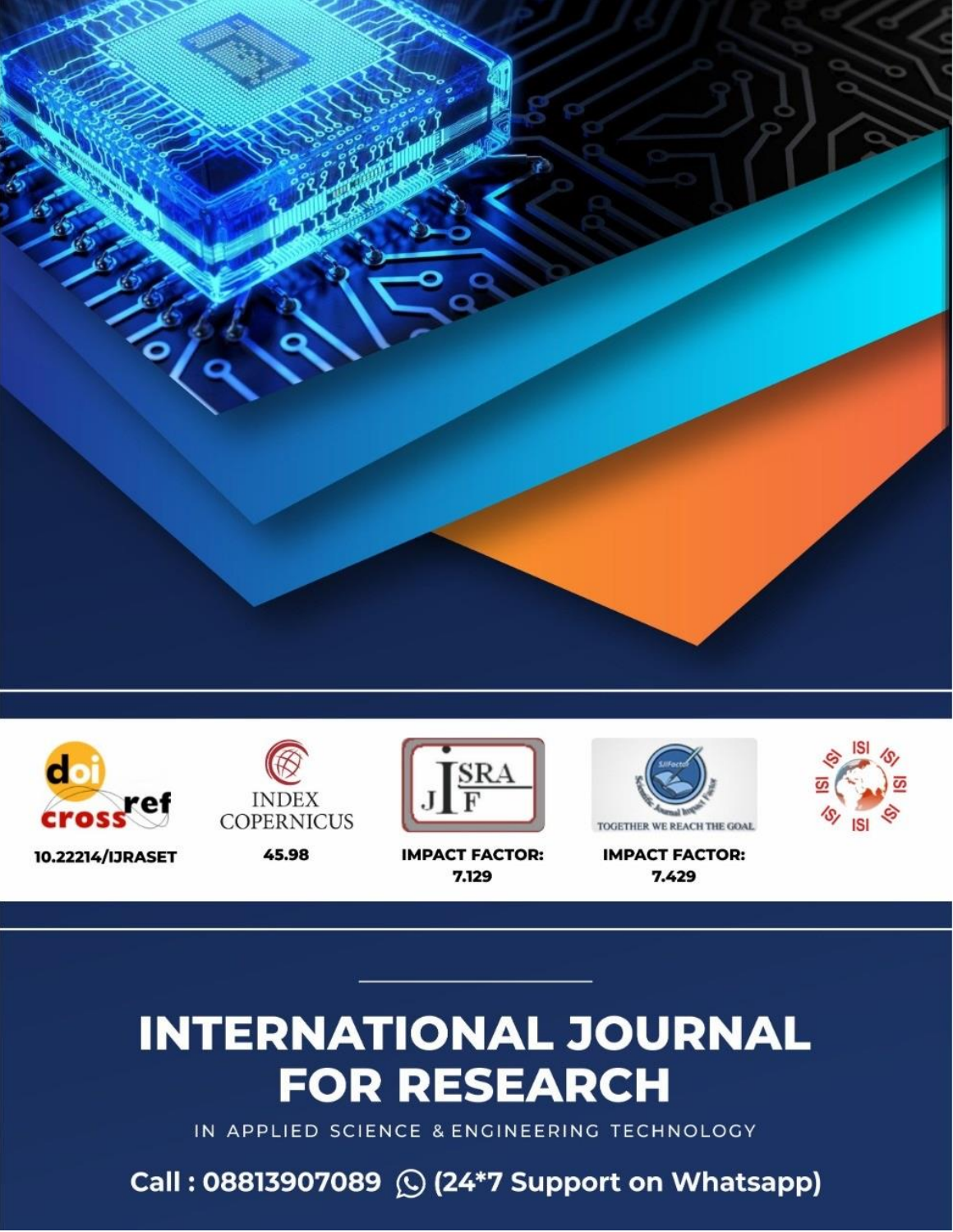10.22214/IJRASET

INDEX COPERNICUS

45.98

IMPACT FACTOR: 7.129

IMPACT FACTOR: 7.429

TOGETHER WE REACH THE GOAL

# INTERNATIONAL JOURNAL FOR RESEARCH

IN APPLIED SCIENCE & ENGINEERING TECHNOLOGY

Call : 08813907089 (24*7 Support on Whatsapp)